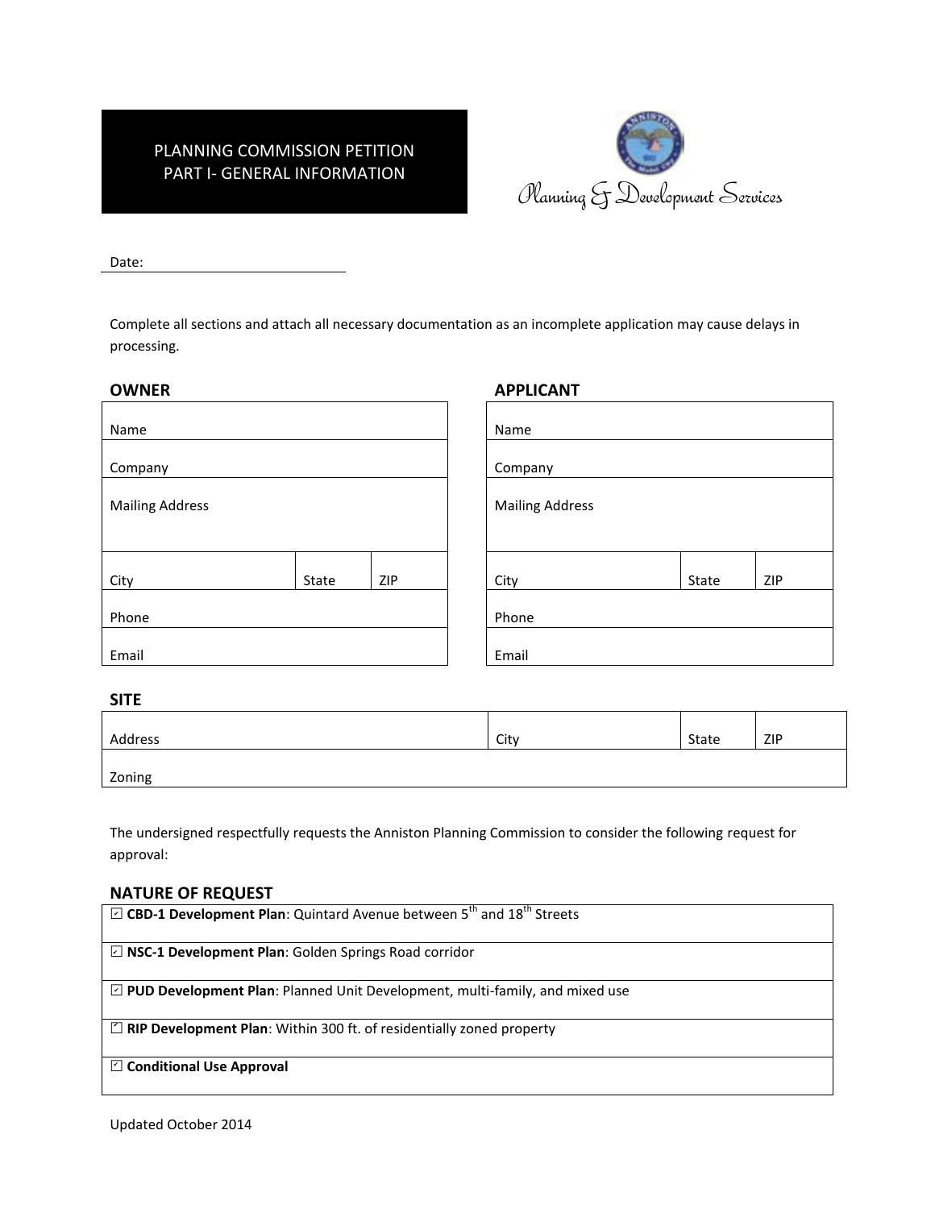# PLANNING COMMISSION PETITION
## PART I- GENERAL INFORMATION

Planning & Development Services

Date: ____________________

Complete all sections and attach all necessary documentation as an incomplete application may cause delays in processing.

### OWNER

| | | |
|---|---|---|
| Name | | |
| Company | | |
| Mailing Address | | |
| City | State | ZIP |
| Phone | | |
| Email | | |

### APPLICANT

| | | |
|---|---|---|
| Name | | |
| Company | | |
| Mailing Address | | |
| City | State | ZIP |
| Phone | | |
| Email | | |

### SITE

| | | | |
|---|---|---|---|
| Address | City | State | ZIP |
| Zoning | | | |

The undersigned respectfully requests the Anniston Planning Commission to consider the following request for approval:

### NATURE OF REQUEST

| |
|---|
| ☐ **CBD-1 Development Plan**: Quintard Avenue between 5th and 18th Streets |
| ☐ **NSC-1 Development Plan**: Golden Springs Road corridor |
| ☐ **PUD Development Plan**: Planned Unit Development, multi-family, and mixed use |
| ☐ **RIP Development Plan**: Within 300 ft. of residentially zoned property |
| ☐ **Conditional Use Approval** |

Updated October 2014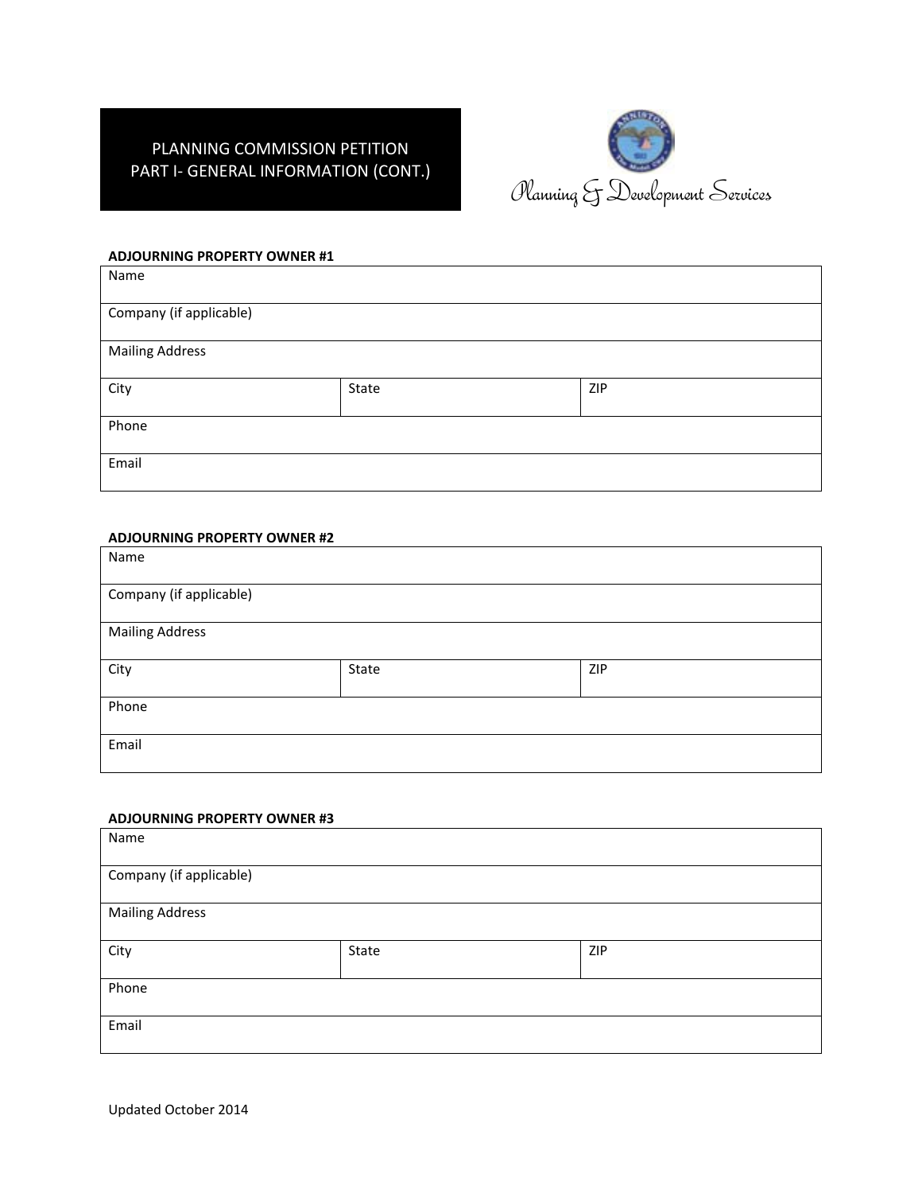# PLANNING COMMISSION PETITION
## PART I- GENERAL INFORMATION (CONT.)

Planning & Development Services

**ADJOURNING PROPERTY OWNER #1**

| Name | | |
|---|---|---|
| Company (if applicable) | | |
| Mailing Address | | |
| City | State | ZIP |
| Phone | | |
| Email | | |

**ADJOURNING PROPERTY OWNER #2**

| Name | | |
|---|---|---|
| Company (if applicable) | | |
| Mailing Address | | |
| City | State | ZIP |
| Phone | | |
| Email | | |

**ADJOURNING PROPERTY OWNER #3**

| Name | | |
|---|---|---|
| Company (if applicable) | | |
| Mailing Address | | |
| City | State | ZIP |
| Phone | | |
| Email | | |

Updated October 2014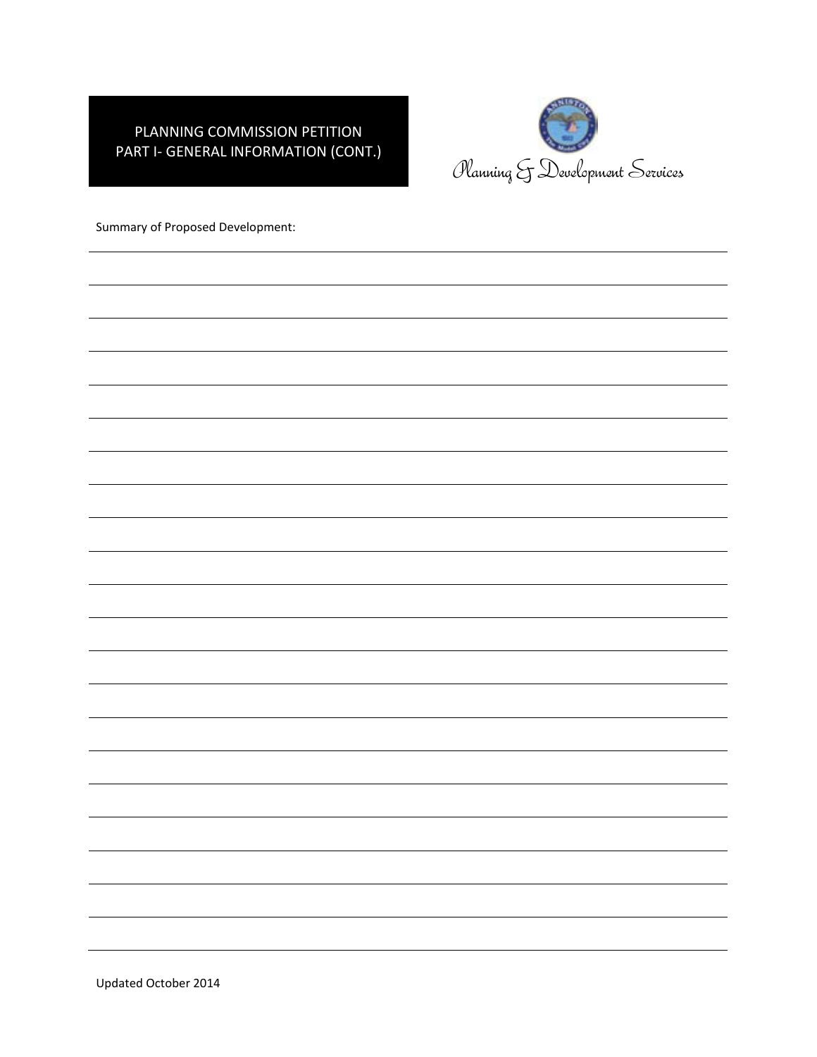# PLANNING COMMISSION PETITION
## PART I- GENERAL INFORMATION (CONT.)

Planning & Development Services

Summary of Proposed Development:

Updated October 2014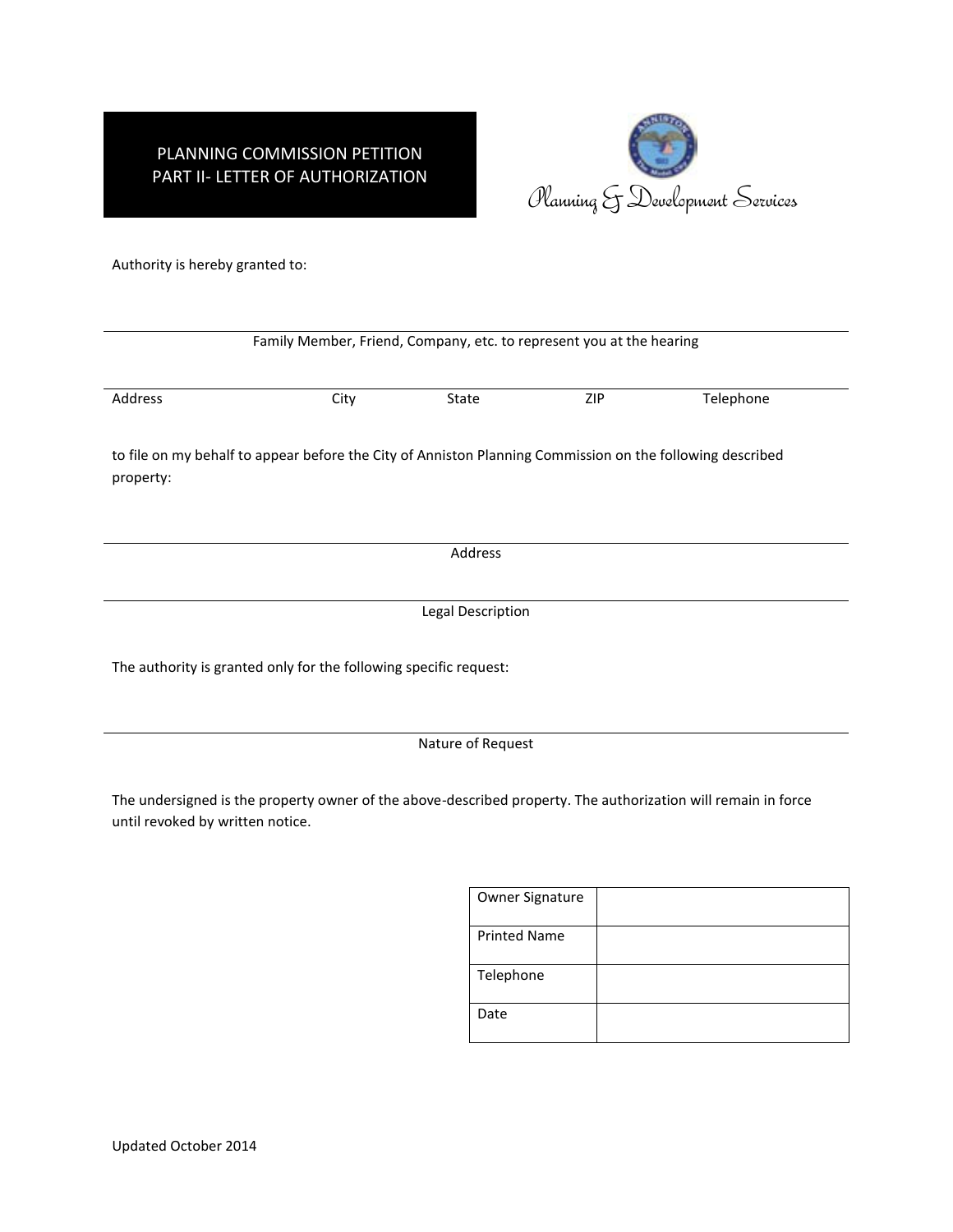# PLANNING COMMISSION PETITION
## PART II- LETTER OF AUTHORIZATION

Planning & Development Services

Authority is hereby granted to:

_______________________________________________________________

Family Member, Friend, Company, etc. to represent you at the hearing

_______________________________________________________________

Address    City    State    ZIP    Telephone

to file on my behalf to appear before the City of Anniston Planning Commission on the following described property:

_______________________________________________________________

Address

_______________________________________________________________

Legal Description

The authority is granted only for the following specific request:

_______________________________________________________________

Nature of Request

The undersigned is the property owner of the above-described property. The authorization will remain in force until revoked by written notice.

| Owner Signature | |
|---|---|
| Printed Name | |
| Telephone | |
| Date | |

Updated October 2014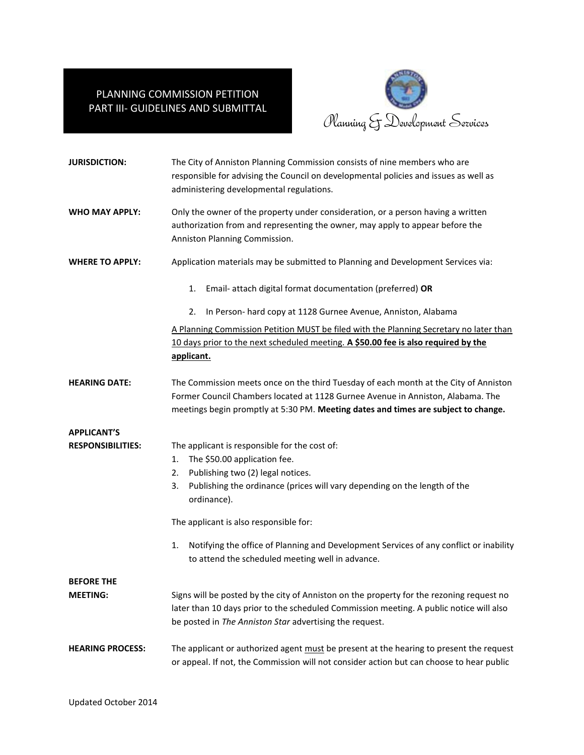# PLANNING COMMISSION PETITION
## PART III- GUIDELINES AND SUBMITTAL

Planning & Development Services

**JURISDICTION:** The City of Anniston Planning Commission consists of nine members who are responsible for advising the Council on developmental policies and issues as well as administering developmental regulations.

**WHO MAY APPLY:** Only the owner of the property under consideration, or a person having a written authorization from and representing the owner, may apply to appear before the Anniston Planning Commission.

**WHERE TO APPLY:** Application materials may be submitted to Planning and Development Services via:

1. Email- attach digital format documentation (preferred) **OR**
2. In Person- hard copy at 1128 Gurnee Avenue, Anniston, Alabama

A Planning Commission Petition MUST be filed with the Planning Secretary no later than 10 days prior to the next scheduled meeting. **A $50.00 fee is also required by the applicant.**

**HEARING DATE:** The Commission meets once on the third Tuesday of each month at the City of Anniston Former Council Chambers located at 1128 Gurnee Avenue in Anniston, Alabama. The meetings begin promptly at 5:30 PM. **Meeting dates and times are subject to change.**

**APPLICANT'S RESPONSIBILITIES:** The applicant is responsible for the cost of:

1. The $50.00 application fee.
2. Publishing two (2) legal notices.
3. Publishing the ordinance (prices will vary depending on the length of the ordinance).

The applicant is also responsible for:

1. Notifying the office of Planning and Development Services of any conflict or inability to attend the scheduled meeting well in advance.

**BEFORE THE MEETING:** Signs will be posted by the city of Anniston on the property for the rezoning request no later than 10 days prior to the scheduled Commission meeting. A public notice will also be posted in *The Anniston Star* advertising the request.

**HEARING PROCESS:** The applicant or authorized agent must be present at the hearing to present the request or appeal. If not, the Commission will not consider action but can choose to hear public

Updated October 2014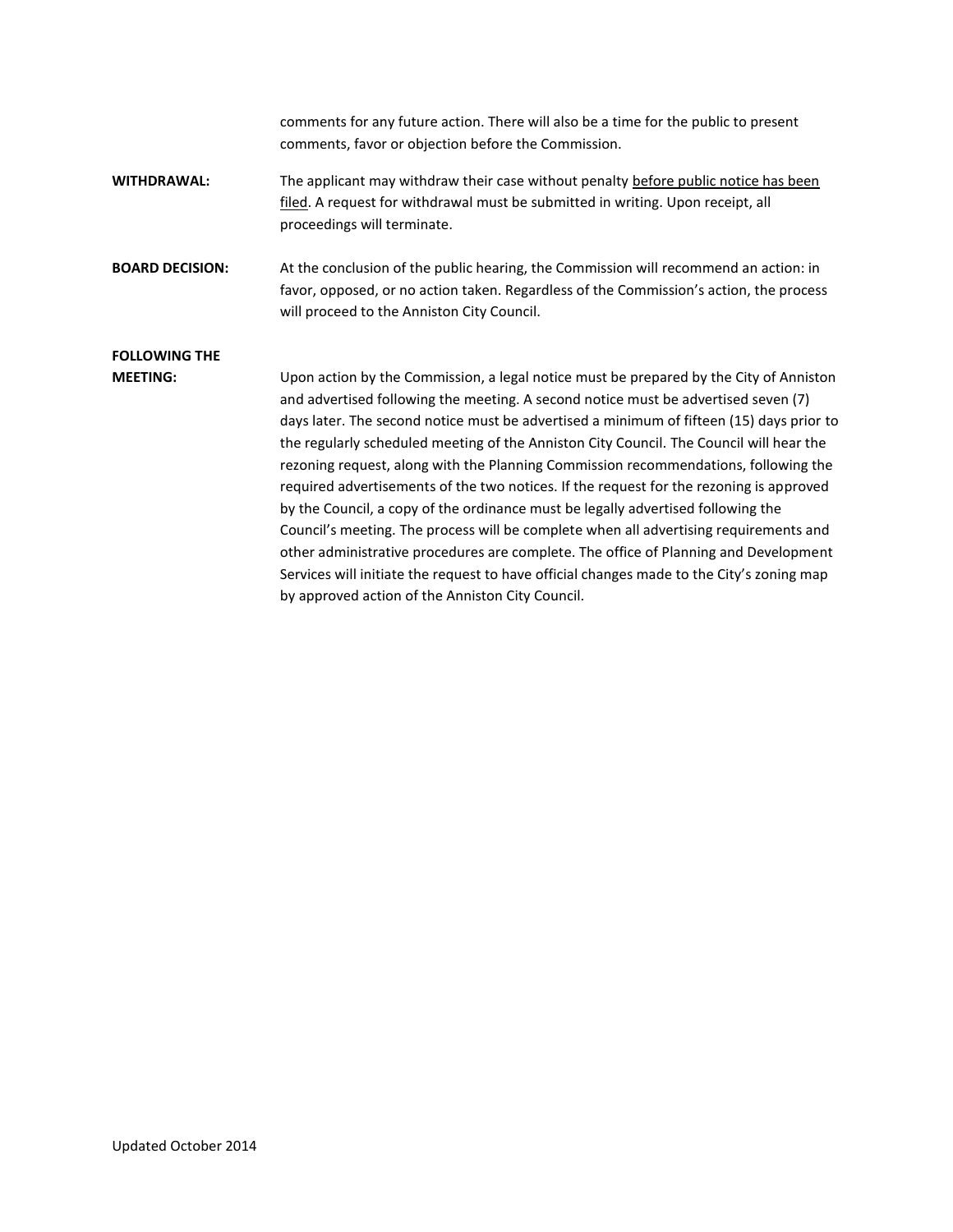comments for any future action. There will also be a time for the public to present comments, favor or objection before the Commission.

**WITHDRAWAL:** The applicant may withdraw their case without penalty <u>before public notice has been filed</u>. A request for withdrawal must be submitted in writing. Upon receipt, all proceedings will terminate.

**BOARD DECISION:** At the conclusion of the public hearing, the Commission will recommend an action: in favor, opposed, or no action taken. Regardless of the Commission's action, the process will proceed to the Anniston City Council.

**FOLLOWING THE MEETING:** Upon action by the Commission, a legal notice must be prepared by the City of Anniston and advertised following the meeting. A second notice must be advertised seven (7) days later. The second notice must be advertised a minimum of fifteen (15) days prior to the regularly scheduled meeting of the Anniston City Council. The Council will hear the rezoning request, along with the Planning Commission recommendations, following the required advertisements of the two notices. If the request for the rezoning is approved by the Council, a copy of the ordinance must be legally advertised following the Council's meeting. The process will be complete when all advertising requirements and other administrative procedures are complete. The office of Planning and Development Services will initiate the request to have official changes made to the City's zoning map by approved action of the Anniston City Council.

Updated October 2014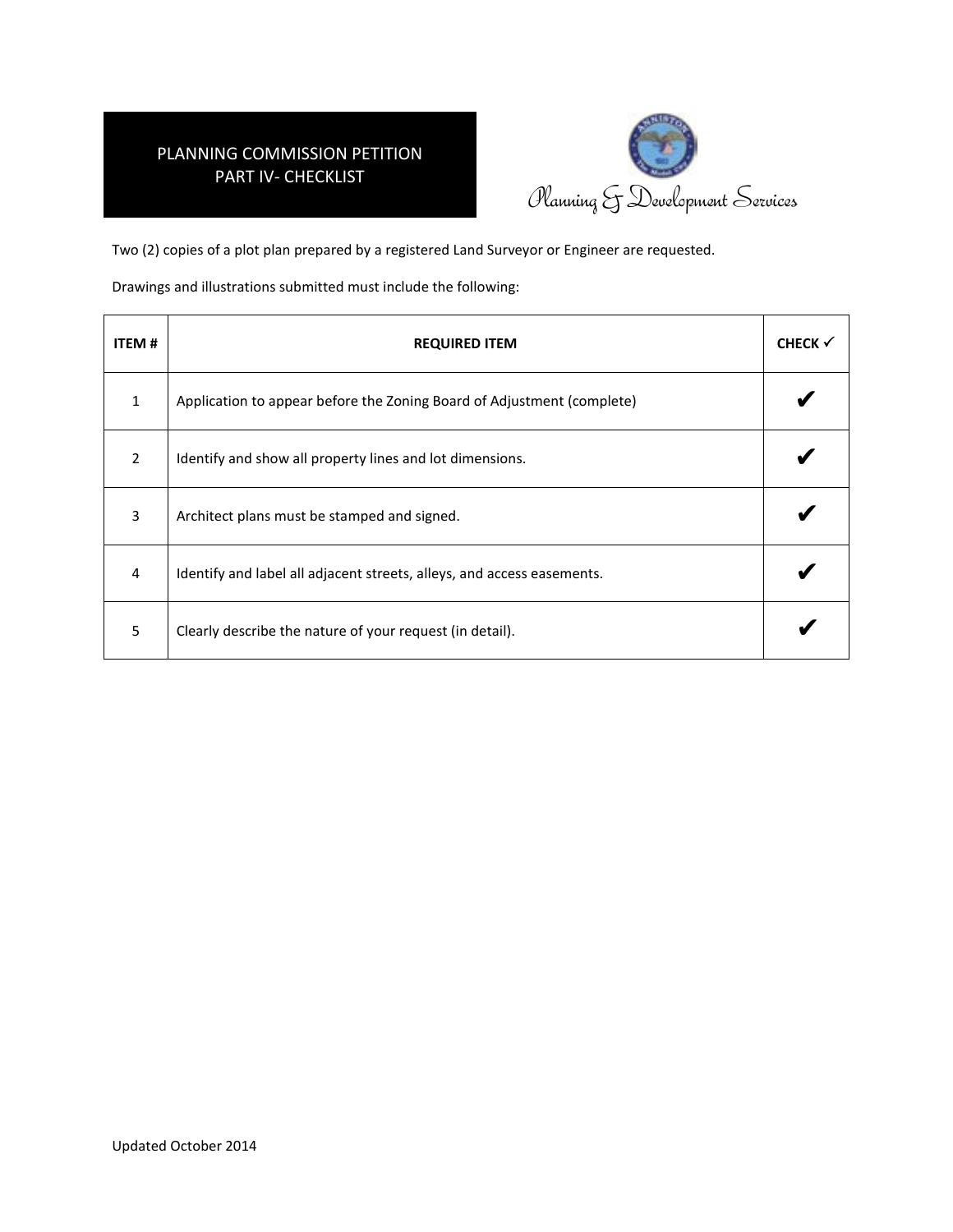# PLANNING COMMISSION PETITION
## PART IV- CHECKLIST

Planning & Development Services

Two (2) copies of a plot plan prepared by a registered Land Surveyor or Engineer are requested.

Drawings and illustrations submitted must include the following:

| ITEM # | REQUIRED ITEM | CHECK ✓ |
|---|---|---|
| 1 | Application to appear before the Zoning Board of Adjustment (complete) | ✔ |
| 2 | Identify and show all property lines and lot dimensions. | ✔ |
| 3 | Architect plans must be stamped and signed. | ✔ |
| 4 | Identify and label all adjacent streets, alleys, and access easements. | ✔ |
| 5 | Clearly describe the nature of your request (in detail). | ✔ |

Updated October 2014